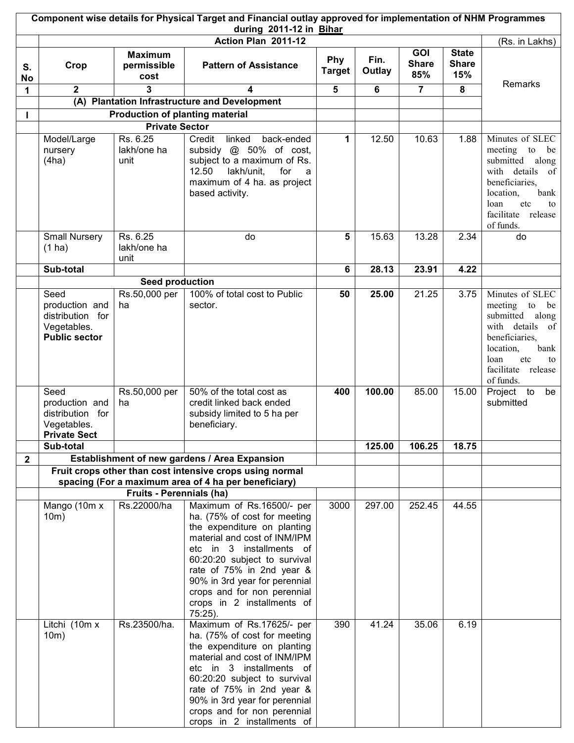# Component wise details for Physical Target and Financial outlay approved for implementation of NHM Programmes during 2011-12 in Bihar

| S. No | Crop | Maximum permissible cost | Pattern of Assistance | Phy Target | Fin. Outlay | GOI Share 85% | State Share 15% | Remarks |
|---|---|---|---|---|---|---|---|---|
| | **Action Plan 2011-12** | | | | | | | (Rs. in Lakhs) |
| 1 | 2 | 3 | 4 | 5 | 6 | 7 | 8 | |
| | **(A) Plantation Infrastructure and Development** | | | | | | | |
| I | **Production of planting material** | | | | | | | |
| | **Private Sector** | | | | | | | |
| | Model/Large nursery (4ha) | Rs. 6.25 lakh/one ha unit | Credit linked back-ended subsidy @ 50% of cost, subject to a maximum of Rs. 12.50 lakh/unit, for a maximum of 4 ha. as project based activity. | 1 | 12.50 | 10.63 | 1.88 | Minutes of SLEC meeting to be submitted along with details of beneficiaries, location, bank loan etc to facilitate release of funds. |
| | Small Nursery (1 ha) | Rs. 6.25 lakh/one ha unit | do | 5 | 15.63 | 13.28 | 2.34 | do |
| | **Sub-total** | | | **6** | **28.13** | **23.91** | **4.22** | |
| | **Seed production** | | | | | | | |
| | Seed production and distribution for Vegetables. **Public sector** | Rs.50,000 per ha | 100% of total cost to Public sector. | **50** | **25.00** | 21.25 | 3.75 | Minutes of SLEC meeting to be submitted along with details of beneficiaries, location, bank loan etc to facilitate release of funds. |
| | Seed production and distribution for Vegetables. **Private Sect** | Rs.50,000 per ha | 50% of the total cost as credit linked back ended subsidy limited to 5 ha per beneficiary. | **400** | **100.00** | 85.00 | 15.00 | Project to be submitted |
| | **Sub-total** | | | | **125.00** | **106.25** | **18.75** | |
| 2 | **Establishment of new gardens / Area Expansion** | | | | | | | |
| | **Fruit crops other than cost intensive crops using normal spacing (For a maximum area of 4 ha per beneficiary)** | | | | | | | |
| | **Fruits - Perennials (ha)** | | | | | | | |
| | Mango (10m x 10m) | Rs.22000/ha | Maximum of Rs.16500/- per ha. (75% of cost for meeting the expenditure on planting material and cost of INM/IPM etc in 3 installments of 60:20:20 subject to survival rate of 75% in 2nd year & 90% in 3rd year for perennial crops and for non perennial crops in 2 installments of 75:25). | 3000 | 297.00 | 252.45 | 44.55 | |
| | Litchi (10m x 10m) | Rs.23500/ha. | Maximum of Rs.17625/- per ha. (75% of cost for meeting the expenditure on planting material and cost of INM/IPM etc in 3 installments of 60:20:20 subject to survival rate of 75% in 2nd year & 90% in 3rd year for perennial crops and for non perennial crops in 2 installments of | 390 | 41.24 | 35.06 | 6.19 | |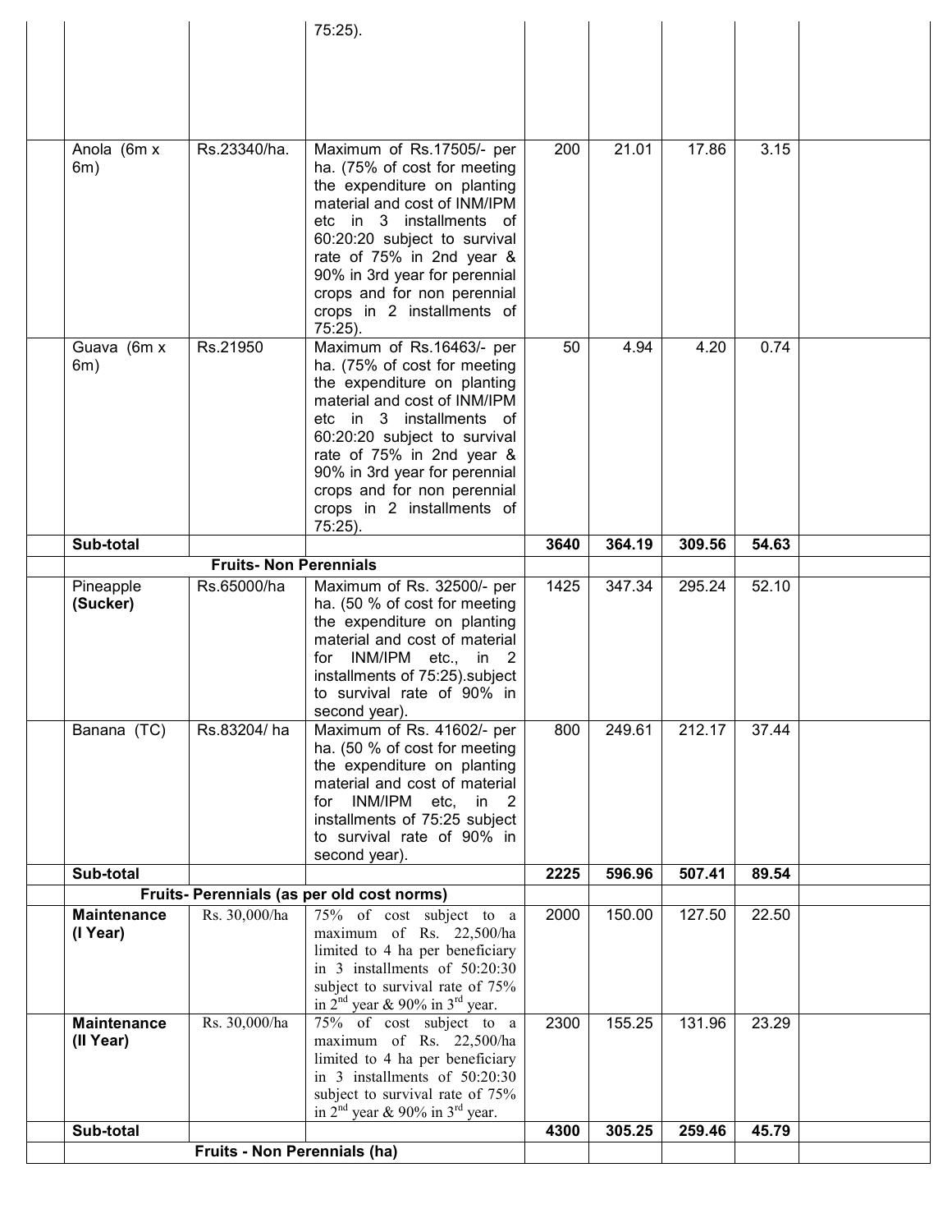| | | | | | | | |
|---|---|---|---|---|---|---|---|
| | | 75:25). | | | | | |
| Anola (6m x 6m) | Rs.23340/ha. | Maximum of Rs.17505/- per ha. (75% of cost for meeting the expenditure on planting material and cost of INM/IPM etc in 3 installments of 60:20:20 subject to survival rate of 75% in 2nd year & 90% in 3rd year for perennial crops and for non perennial crops in 2 installments of 75:25). | 200 | 21.01 | 17.86 | 3.15 | |
| Guava (6m x 6m) | Rs.21950 | Maximum of Rs.16463/- per ha. (75% of cost for meeting the expenditure on planting material and cost of INM/IPM etc in 3 installments of 60:20:20 subject to survival rate of 75% in 2nd year & 90% in 3rd year for perennial crops and for non perennial crops in 2 installments of 75:25). | 50 | 4.94 | 4.20 | 0.74 | |
| **Sub-total** | | | **3640** | **364.19** | **309.56** | **54.63** | |
| | **Fruits- Non Perennials** | | | | | | |
| Pineapple **(Sucker)** | Rs.65000/ha | Maximum of Rs. 32500/- per ha. (50 % of cost for meeting the expenditure on planting material and cost of material for INM/IPM etc., in 2 installments of 75:25).subject to survival rate of 90% in second year). | 1425 | 347.34 | 295.24 | 52.10 | |
| Banana (TC) | Rs.83204/ ha | Maximum of Rs. 41602/- per ha. (50 % of cost for meeting the expenditure on planting material and cost of material for INM/IPM etc, in 2 installments of 75:25 subject to survival rate of 90% in second year). | 800 | 249.61 | 212.17 | 37.44 | |
| **Sub-total** | | | **2225** | **596.96** | **507.41** | **89.54** | |
| | **Fruits- Perennials (as per old cost norms)** | | | | | | |
| **Maintenance (I Year)** | Rs. 30,000/ha | 75% of cost subject to a maximum of Rs. 22,500/ha limited to 4 ha per beneficiary in 3 installments of 50:20:30 subject to survival rate of 75% in 2nd year & 90% in 3rd year. | 2000 | 150.00 | 127.50 | 22.50 | |
| **Maintenance (II Year)** | Rs. 30,000/ha | 75% of cost subject to a maximum of Rs. 22,500/ha limited to 4 ha per beneficiary in 3 installments of 50:20:30 subject to survival rate of 75% in 2nd year & 90% in 3rd year. | 2300 | 155.25 | 131.96 | 23.29 | |
| **Sub-total** | | | **4300** | **305.25** | **259.46** | **45.79** | |
| | **Fruits - Non Perennials (ha)** | | | | | | |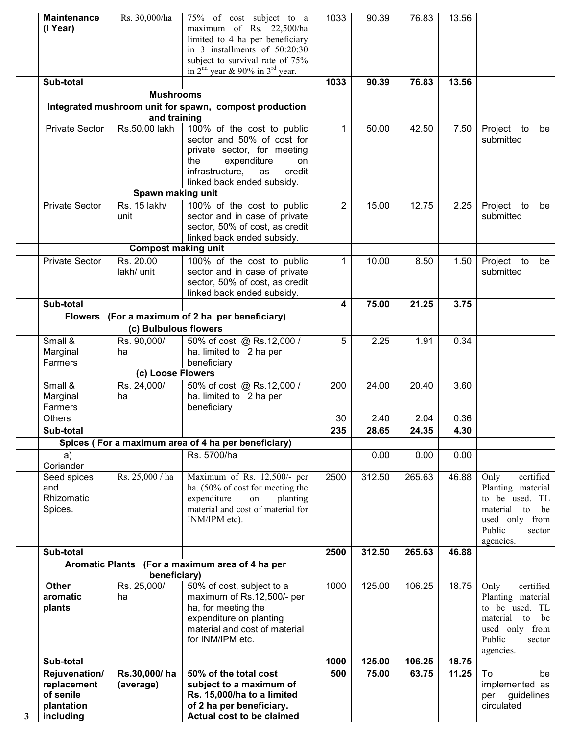| | | | | | | | | |
|---|---|---|---|---|---|---|---|---|
| | **Maintenance (I Year)** | Rs. 30,000/ha | 75% of cost subject to a maximum of Rs. 22,500/ha limited to 4 ha per beneficiary in 3 installments of 50:20:30 subject to survival rate of 75% in 2nd year & 90% in 3rd year. | 1033 | 90.39 | 76.83 | 13.56 | |
| | **Sub-total** | | | **1033** | **90.39** | **76.83** | **13.56** | |
| | **Mushrooms** | | | | | | | |
| | **Integrated mushroom unit for spawn, compost production and training** | | | | | | | |
| | Private Sector | Rs.50.00 lakh | 100% of the cost to public sector and 50% of cost for private sector, for meeting the expenditure on infrastructure, as credit linked back ended subsidy. | 1 | 50.00 | 42.50 | 7.50 | Project to be submitted |
| | **Spawn making unit** | | | | | | | |
| | Private Sector | Rs. 15 lakh/ unit | 100% of the cost to public sector and in case of private sector, 50% of cost, as credit linked back ended subsidy. | 2 | 15.00 | 12.75 | 2.25 | Project to be submitted |
| | **Compost making unit** | | | | | | | |
| | Private Sector | Rs. 20.00 lakh/ unit | 100% of the cost to public sector and in case of private sector, 50% of cost, as credit linked back ended subsidy. | 1 | 10.00 | 8.50 | 1.50 | Project to be submitted |
| | **Sub-total** | | | **4** | **75.00** | **21.25** | **3.75** | |
| | **Flowers (For a maximum of 2 ha per beneficiary)** | | | | | | | |
| | **(c) Bulbulous flowers** | | | | | | | |
| | Small & Marginal Farmers | Rs. 90,000/ ha | 50% of cost @ Rs.12,000 / ha. limited to 2 ha per beneficiary | 5 | 2.25 | 1.91 | 0.34 | |
| | **(c) Loose Flowers** | | | | | | | |
| | Small & Marginal Farmers | Rs. 24,000/ ha | 50% of cost @ Rs.12,000 / ha. limited to 2 ha per beneficiary | 200 | 24.00 | 20.40 | 3.60 | |
| | Others | | | 30 | 2.40 | 2.04 | 0.36 | |
| | **Sub-total** | | | **235** | **28.65** | **24.35** | **4.30** | |
| | **Spices ( For a maximum area of 4 ha per beneficiary)** | | | | | | | |
| | a) Coriander | | Rs. 5700/ha | | 0.00 | 0.00 | 0.00 | |
| | Seed spices and Rhizomatic Spices. | Rs. 25,000 / ha | Maximum of Rs. 12,500/- per ha. (50% of cost for meeting the expenditure on planting material and cost of material for INM/IPM etc). | 2500 | 312.50 | 265.63 | 46.88 | Only certified Planting material to be used. TL material to be used only from Public sector agencies. |
| | **Sub-total** | | | **2500** | **312.50** | **265.63** | **46.88** | |
| | **Aromatic Plants (For a maximum area of 4 ha per beneficiary)** | | | | | | | |
| | **Other aromatic plants** | Rs. 25,000/ ha | 50% of cost, subject to a maximum of Rs.12,500/- per ha, for meeting the expenditure on planting material and cost of material for INM/IPM etc. | 1000 | 125.00 | 106.25 | 18.75 | Only certified Planting material to be used. TL material to be used only from Public sector agencies. |
| | **Sub-total** | | | **1000** | **125.00** | **106.25** | **18.75** | |
| **3** | **Rejuvenation/ replacement of senile plantation including** | **Rs.30,000/ ha (average)** | **50% of the total cost subject to a maximum of Rs. 15,000/ha to a limited of 2 ha per beneficiary. Actual cost to be claimed** | **500** | **75.00** | **63.75** | **11.25** | To be implemented as per guidelines circulated |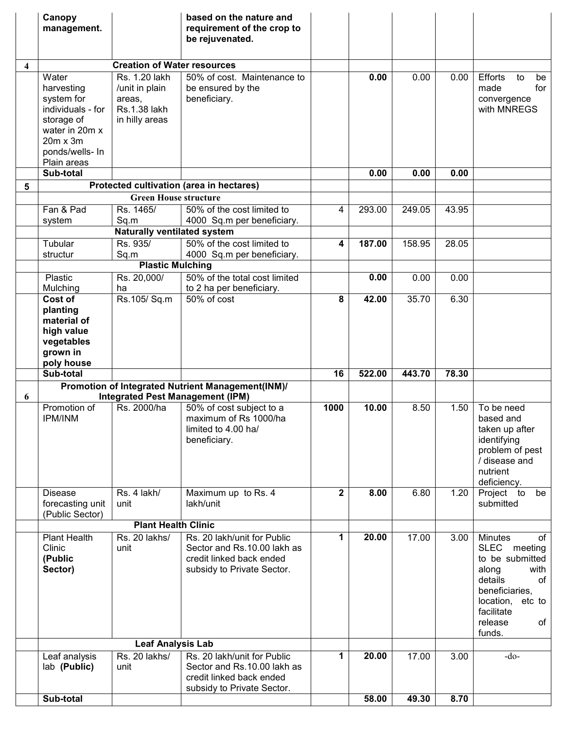| | | | | | | | | |
|---|---|---|---|---|---|---|---|---|
| | **Canopy management.** | | **based on the nature and requirement of the crop to be rejuvenated.** | | | | | |
| **4** | | **Creation of Water resources** | | | | | | |
| | Water harvesting system for individuals - for storage of water in 20m x 20m x 3m ponds/wells- In Plain areas | Rs. 1.20 lakh /unit in plain areas, Rs.1.38 lakh in hilly areas | 50% of cost. Maintenance to be ensured by the beneficiary. | | **0.00** | 0.00 | 0.00 | Efforts to be made for convergence with MNREGS |
| | **Sub-total** | | | | **0.00** | **0.00** | **0.00** | |
| **5** | | **Protected cultivation (area in hectares)** | | | | | | |
| | | **Green House structure** | | | | | | |
| | Fan & Pad system | Rs. 1465/ Sq.m | 50% of the cost limited to 4000 Sq.m per beneficiary. | 4 | 293.00 | 249.05 | 43.95 | |
| | | **Naturally ventilated system** | | | | | | |
| | Tubular structur | Rs. 935/ Sq.m | 50% of the cost limited to 4000 Sq.m per beneficiary. | **4** | **187.00** | 158.95 | 28.05 | |
| | | **Plastic Mulching** | | | | | | |
| | Plastic Mulching | Rs. 20,000/ ha | 50% of the total cost limited to 2 ha per beneficiary. | | **0.00** | 0.00 | 0.00 | |
| | **Cost of planting material of high value vegetables grown in poly house** | Rs.105/ Sq.m | 50% of cost | **8** | **42.00** | 35.70 | 6.30 | |
| | **Sub-total** | | | **16** | **522.00** | **443.70** | **78.30** | |
| **6** | | **Promotion of Integrated Nutrient Management(INM)/ Integrated Pest Management (IPM)** | | | | | | |
| | Promotion of IPM/INM | Rs. 2000/ha | 50% of cost subject to a maximum of Rs 1000/ha limited to 4.00 ha/ beneficiary. | **1000** | **10.00** | 8.50 | 1.50 | To be need based and taken up after identifying problem of pest / disease and nutrient deficiency. |
| | Disease forecasting unit (Public Sector) | Rs. 4 lakh/ unit | Maximum up to Rs. 4 lakh/unit | **2** | **8.00** | 6.80 | 1.20 | Project to be submitted |
| | | **Plant Health Clinic** | | | | | | |
| | Plant Health Clinic **(Public Sector)** | Rs. 20 lakhs/ unit | Rs. 20 lakh/unit for Public Sector and Rs.10.00 lakh as credit linked back ended subsidy to Private Sector. | **1** | **20.00** | 17.00 | 3.00 | Minutes of SLEC meeting to be submitted along with details of beneficiaries, location, etc to facilitate release of funds. |
| | | **Leaf Analysis Lab** | | | | | | |
| | Leaf analysis lab **(Public)** | Rs. 20 lakhs/ unit | Rs. 20 lakh/unit for Public Sector and Rs.10.00 lakh as credit linked back ended subsidy to Private Sector. | **1** | **20.00** | 17.00 | 3.00 | -do- |
| | **Sub-total** | | | | **58.00** | **49.30** | **8.70** | |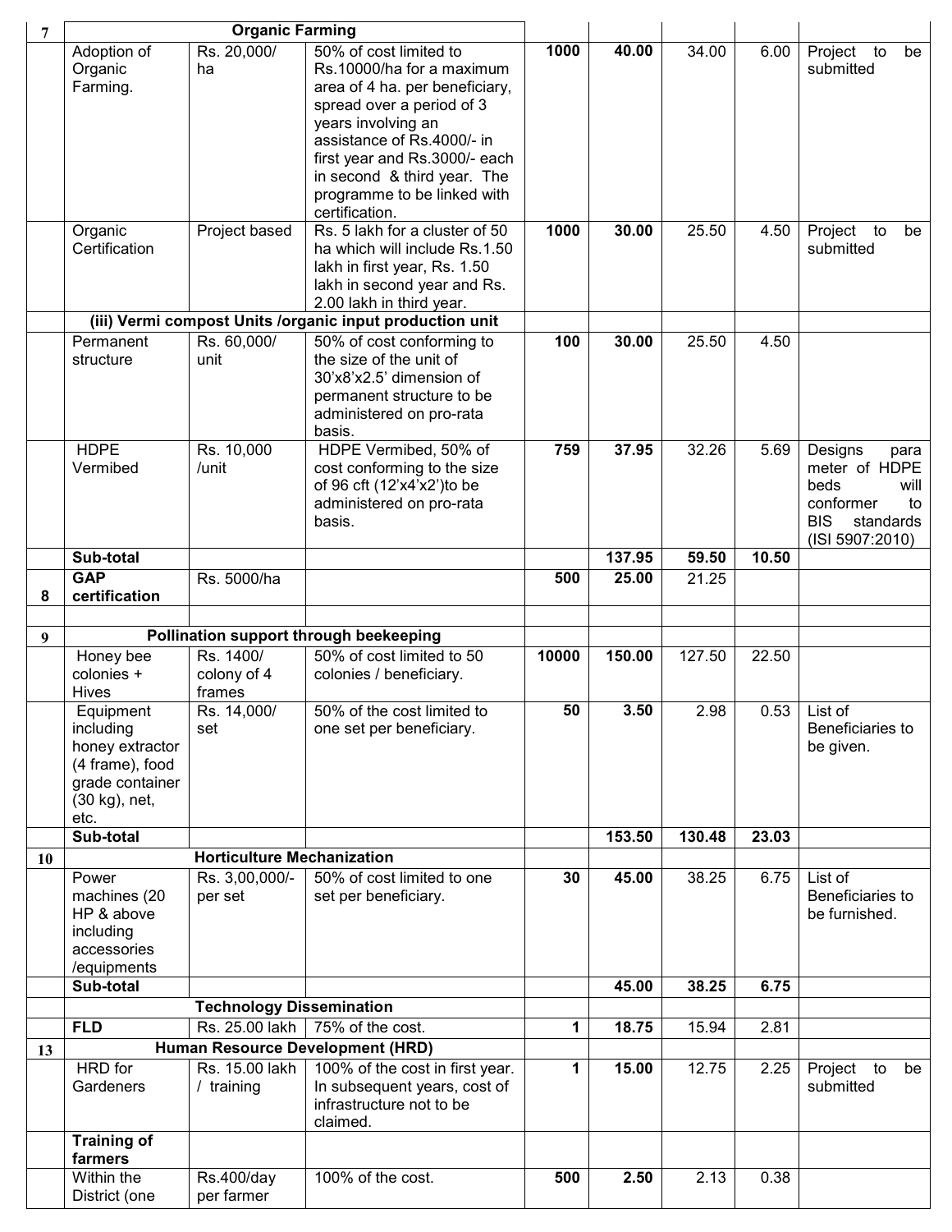| 7 | Organic Farming | | | | | | | |
|---|---|---|---|---|---|---|---|---|
| | Adoption of Organic Farming. | Rs. 20,000/ ha | 50% of cost limited to Rs.10000/ha for a maximum area of 4 ha. per beneficiary, spread over a period of 3 years involving an assistance of Rs.4000/- in first year and Rs.3000/- each in second & third year. The programme to be linked with certification. | **1000** | **40.00** | 34.00 | 6.00 | Project to be submitted |
| | Organic Certification | Project based | Rs. 5 lakh for a cluster of 50 ha which will include Rs.1.50 lakh in first year, Rs. 1.50 lakh in second year and Rs. 2.00 lakh in third year. | **1000** | **30.00** | 25.50 | 4.50 | Project to be submitted |
| | **(iii) Vermi compost Units /organic input production unit** | | | | | | | |
| | Permanent structure | Rs. 60,000/ unit | 50% of cost conforming to the size of the unit of 30'x8'x2.5' dimension of permanent structure to be administered on pro-rata basis. | **100** | **30.00** | 25.50 | 4.50 | |
| | HDPE Vermibed | Rs. 10,000 /unit | HDPE Vermibed, 50% of cost conforming to the size of 96 cft (12'x4'x2')to be administered on pro-rata basis. | **759** | **37.95** | 32.26 | 5.69 | Designs para meter of HDPE beds will conformer to BIS standards (ISI 5907:2010) |
| | **Sub-total** | | | | **137.95** | **59.50** | **10.50** | |
| 8 | **GAP certification** | Rs. 5000/ha | | **500** | **25.00** | 21.25 | | |
| | | | | | | | | |
| 9 | **Pollination support through beekeeping** | | | | | | | |
| | Honey bee colonies + Hives | Rs. 1400/ colony of 4 frames | 50% of cost limited to 50 colonies / beneficiary. | **10000** | **150.00** | 127.50 | 22.50 | |
| | Equipment including honey extractor (4 frame), food grade container (30 kg), net, etc. | Rs. 14,000/ set | 50% of the cost limited to one set per beneficiary. | **50** | **3.50** | 2.98 | 0.53 | List of Beneficiaries to be given. |
| | **Sub-total** | | | | **153.50** | **130.48** | **23.03** | |
| 10 | **Horticulture Mechanization** | | | | | | | |
| | Power machines (20 HP & above including accessories /equipments | Rs. 3,00,000/- per set | 50% of cost limited to one set per beneficiary. | **30** | **45.00** | 38.25 | 6.75 | List of Beneficiaries to be furnished. |
| | **Sub-total** | | | | **45.00** | **38.25** | **6.75** | |
| | **Technology Dissemination** | | | | | | | |
| | **FLD** | Rs. 25.00 lakh | 75% of the cost. | **1** | **18.75** | 15.94 | 2.81 | |
| 13 | **Human Resource Development (HRD)** | | | | | | | |
| | HRD for Gardeners | Rs. 15.00 lakh / training | 100% of the cost in first year. In subsequent years, cost of infrastructure not to be claimed. | **1** | **15.00** | 12.75 | 2.25 | Project to be submitted |
| | **Training of farmers** | | | | | | | |
| | Within the District (one | Rs.400/day per farmer | 100% of the cost. | **500** | **2.50** | 2.13 | 0.38 | |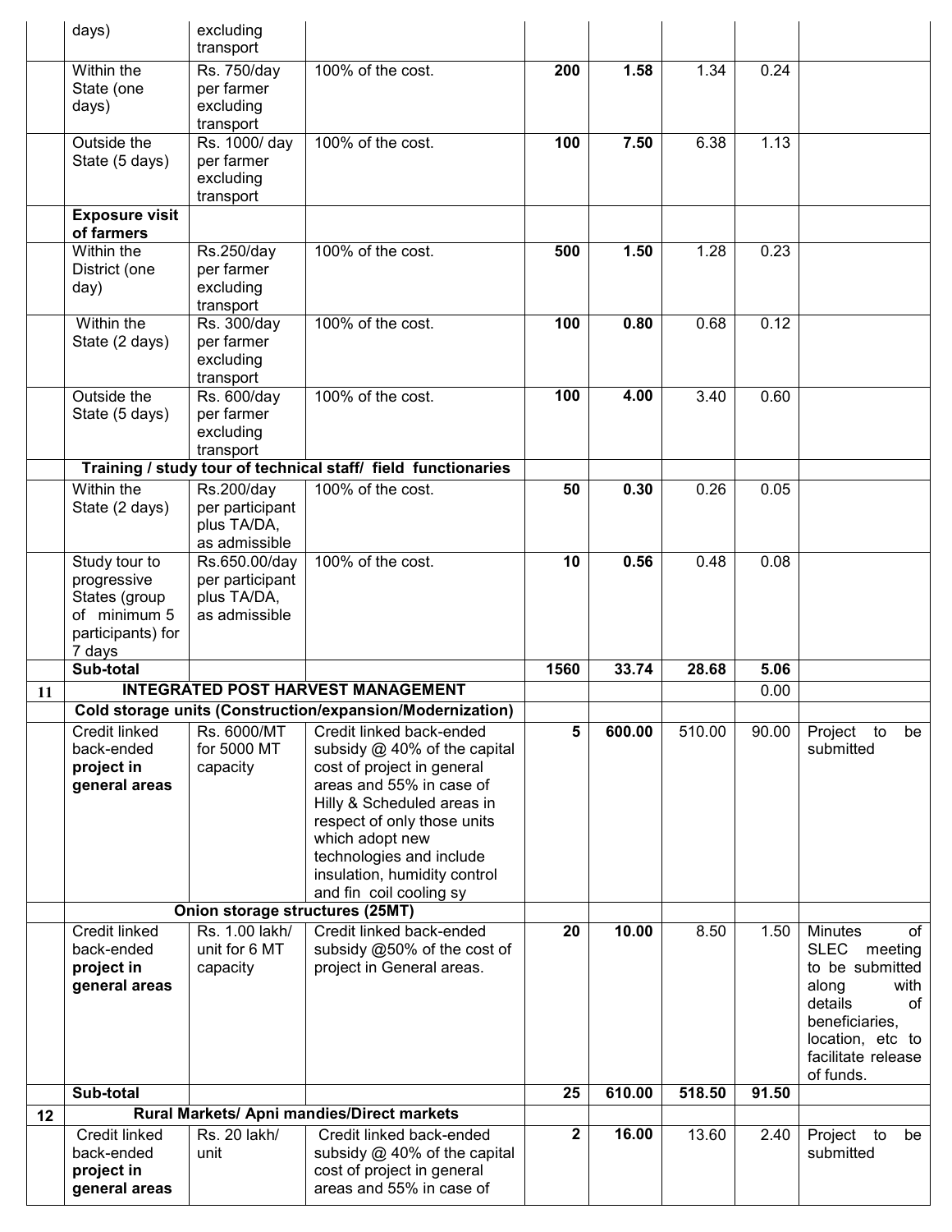| | | | | | | | | |
|---|---|---|---|---|---|---|---|---|
| | days) | excluding transport | | | | | | |
| | Within the State (one days) | Rs. 750/day per farmer excluding transport | 100% of the cost. | **200** | **1.58** | 1.34 | 0.24 | |
| | Outside the State (5 days) | Rs. 1000/ day per farmer excluding transport | 100% of the cost. | **100** | **7.50** | 6.38 | 1.13 | |
| | **Exposure visit of farmers** | | | | | | | |
| | Within the District (one day) | Rs.250/day per farmer excluding transport | 100% of the cost. | **500** | **1.50** | 1.28 | 0.23 | |
| | Within the State (2 days) | Rs. 300/day per farmer excluding transport | 100% of the cost. | **100** | **0.80** | 0.68 | 0.12 | |
| | Outside the State (5 days) | Rs. 600/day per farmer excluding transport | 100% of the cost. | **100** | **4.00** | 3.40 | 0.60 | |
| | **Training / study tour of technical staff/ field functionaries** | | | | | | | |
| | Within the State (2 days) | Rs.200/day per participant plus TA/DA, as admissible | 100% of the cost. | **50** | **0.30** | 0.26 | 0.05 | |
| | Study tour to progressive States (group of minimum 5 participants) for 7 days | Rs.650.00/day per participant plus TA/DA, as admissible | 100% of the cost. | **10** | **0.56** | 0.48 | 0.08 | |
| | **Sub-total** | | | **1560** | **33.74** | **28.68** | **5.06** | |
| **11** | **INTEGRATED POST HARVEST MANAGEMENT** | | | | | | 0.00 | |
| | **Cold storage units (Construction/expansion/Modernization)** | | | | | | | |
| | Credit linked back-ended **project in general areas** | Rs. 6000/MT for 5000 MT capacity | Credit linked back-ended subsidy @ 40% of the capital cost of project in general areas and 55% in case of Hilly & Scheduled areas in respect of only those units which adopt new technologies and include insulation, humidity control and fin coil cooling sy | **5** | **600.00** | 510.00 | 90.00 | Project to be submitted |
| | **Onion storage structures (25MT)** | | | | | | | |
| | Credit linked back-ended **project in general areas** | Rs. 1.00 lakh/ unit for 6 MT capacity | Credit linked back-ended subsidy @50% of the cost of project in General areas. | **20** | **10.00** | 8.50 | 1.50 | Minutes of SLEC meeting to be submitted along with details of beneficiaries, location, etc to facilitate release of funds. |
| | **Sub-total** | | | **25** | **610.00** | **518.50** | **91.50** | |
| **12** | **Rural Markets/ Apni mandies/Direct markets** | | | | | | | |
| | Credit linked back-ended **project in general areas** | Rs. 20 lakh/ unit | Credit linked back-ended subsidy @ 40% of the capital cost of project in general areas and 55% in case of | **2** | **16.00** | 13.60 | 2.40 | Project to be submitted |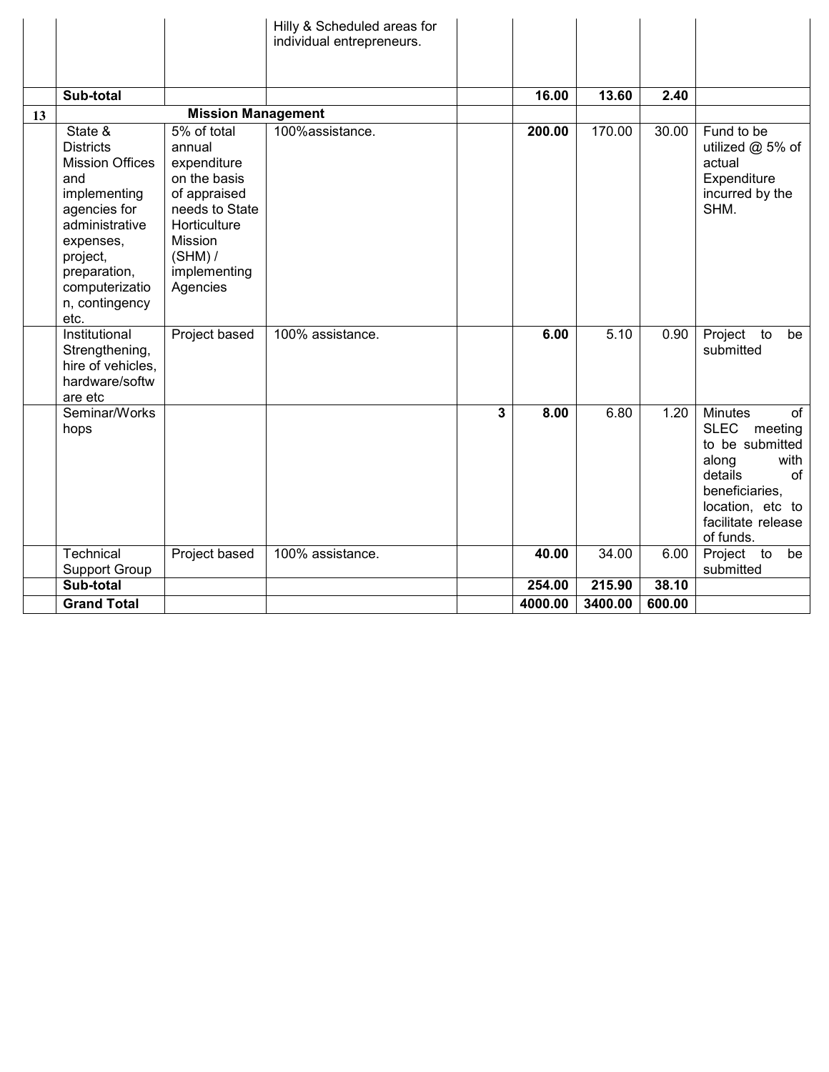| | | | | | | | | |
|---|---|---|---|---|---|---|---|---|
| | | | Hilly & Scheduled areas for individual entrepreneurs. | | | | | |
| | **Sub-total** | | | | **16.00** | **13.60** | **2.40** | |
| **13** | **Mission Management** | | | | | | | |
| | State & Districts Mission Offices and implementing agencies for administrative expenses, project, preparation, computerization, contingency etc. | 5% of total annual expenditure on the basis of appraised needs to State Horticulture Mission (SHM) / implementing Agencies | 100%assistance. | | **200.00** | 170.00 | 30.00 | Fund to be utilized @ 5% of actual Expenditure incurred by the SHM. |
| | Institutional Strengthening, hire of vehicles, hardware/software etc | Project based | 100% assistance. | | **6.00** | 5.10 | 0.90 | Project to be submitted |
| | Seminar/Workshops | | | **3** | **8.00** | 6.80 | 1.20 | Minutes of SLEC meeting to be submitted along with details of beneficiaries, location, etc to facilitate release of funds. |
| | Technical Support Group | Project based | 100% assistance. | | **40.00** | 34.00 | 6.00 | Project to be submitted |
| | **Sub-total** | | | | **254.00** | **215.90** | **38.10** | |
| | **Grand Total** | | | | **4000.00** | **3400.00** | **600.00** | |